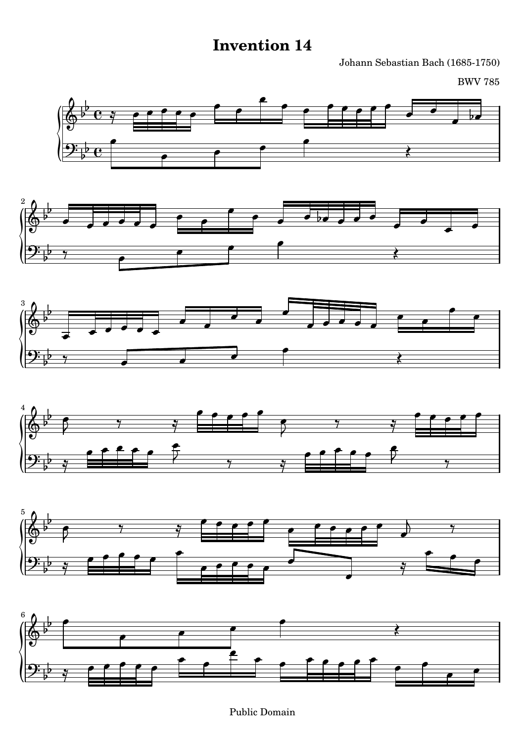# Invention 14

Johann Sebastian Bach (1685-1750)

BWV 785

Public Domain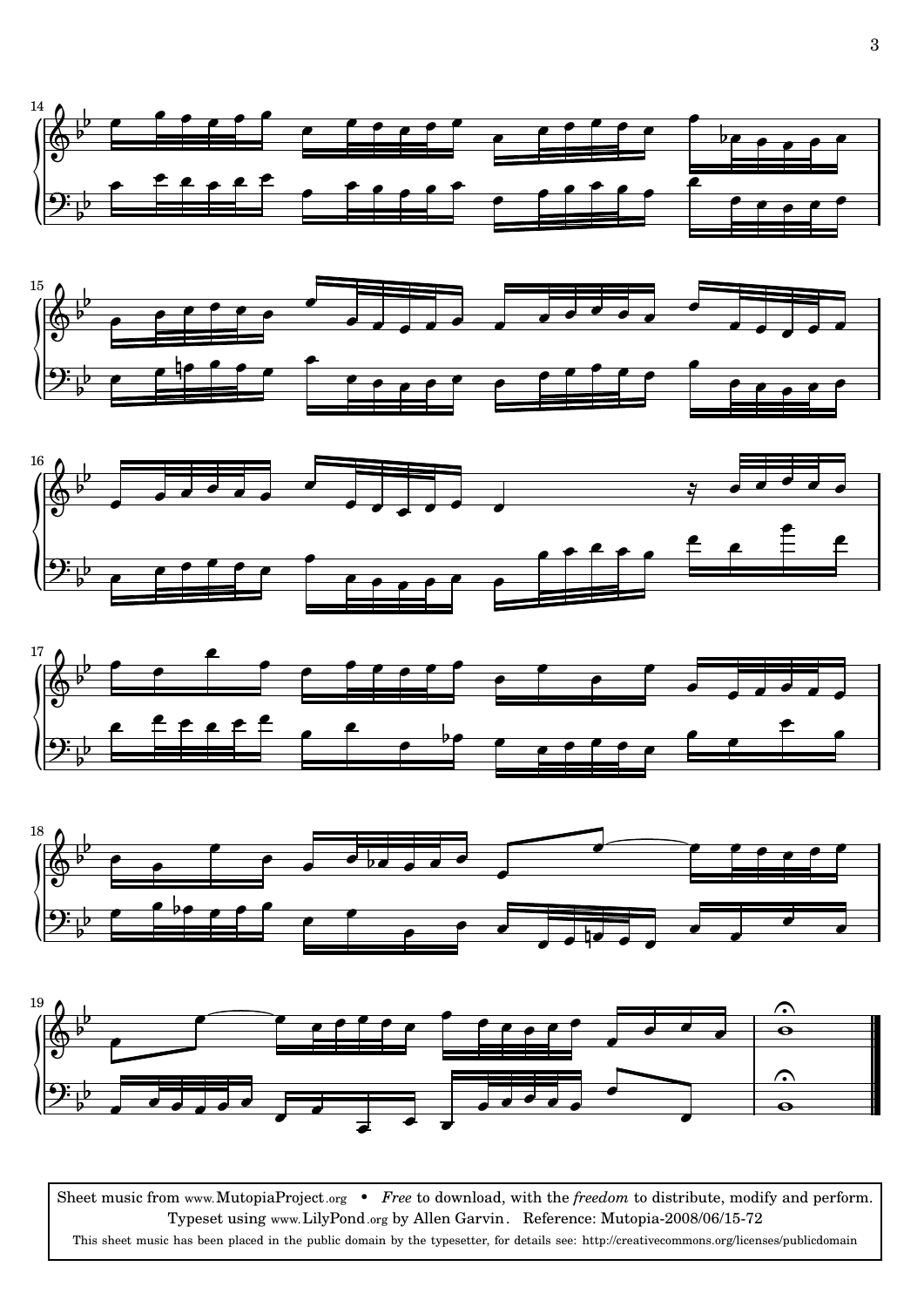Sheet music from www.MutopiaProject.org • *Free* to download, with the *freedom* to distribute, modify and perform.
Typeset using www.LilyPond.org by Allen Garvin. Reference: Mutopia-2008/06/15-72
This sheet music has been placed in the public domain by the typesetter, for details see: http://creativecommons.org/licenses/publicdomain